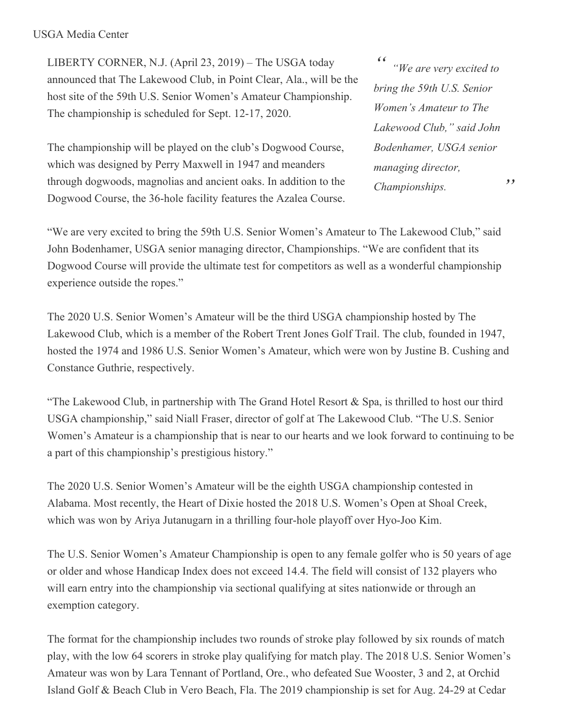USGA Media Center

LIBERTY CORNER, N.J. (April 23, 2019) – The USGA today announced that The Lakewood Club, in Point Clear, Ala., will be the host site of the 59th U.S. Senior Women's Amateur Championship. The championship is scheduled for Sept. 12-17, 2020.

The championship will be played on the club's Dogwood Course, which was designed by Perry Maxwell in 1947 and meanders through dogwoods, magnolias and ancient oaks. In addition to the Dogwood Course, the 36-hole facility features the Azalea Course.

> *"We are very excited to bring the 59th U.S. Senior Women's Amateur to The Lakewood Club," said John Bodenhamer, USGA senior managing director, Championships.*

"We are very excited to bring the 59th U.S. Senior Women's Amateur to The Lakewood Club," said John Bodenhamer, USGA senior managing director, Championships. "We are confident that its Dogwood Course will provide the ultimate test for competitors as well as a wonderful championship experience outside the ropes."

The 2020 U.S. Senior Women's Amateur will be the third USGA championship hosted by The Lakewood Club, which is a member of the Robert Trent Jones Golf Trail. The club, founded in 1947, hosted the 1974 and 1986 U.S. Senior Women's Amateur, which were won by Justine B. Cushing and Constance Guthrie, respectively.

"The Lakewood Club, in partnership with The Grand Hotel Resort & Spa, is thrilled to host our third USGA championship," said Niall Fraser, director of golf at The Lakewood Club. "The U.S. Senior Women's Amateur is a championship that is near to our hearts and we look forward to continuing to be a part of this championship's prestigious history."

The 2020 U.S. Senior Women's Amateur will be the eighth USGA championship contested in Alabama. Most recently, the Heart of Dixie hosted the 2018 U.S. Women's Open at Shoal Creek, which was won by Ariya Jutanugarn in a thrilling four-hole playoff over Hyo-Joo Kim.

The U.S. Senior Women's Amateur Championship is open to any female golfer who is 50 years of age or older and whose Handicap Index does not exceed 14.4. The field will consist of 132 players who will earn entry into the championship via sectional qualifying at sites nationwide or through an exemption category.

The format for the championship includes two rounds of stroke play followed by six rounds of match play, with the low 64 scorers in stroke play qualifying for match play. The 2018 U.S. Senior Women's Amateur was won by Lara Tennant of Portland, Ore., who defeated Sue Wooster, 3 and 2, at Orchid Island Golf & Beach Club in Vero Beach, Fla. The 2019 championship is set for Aug. 24-29 at Cedar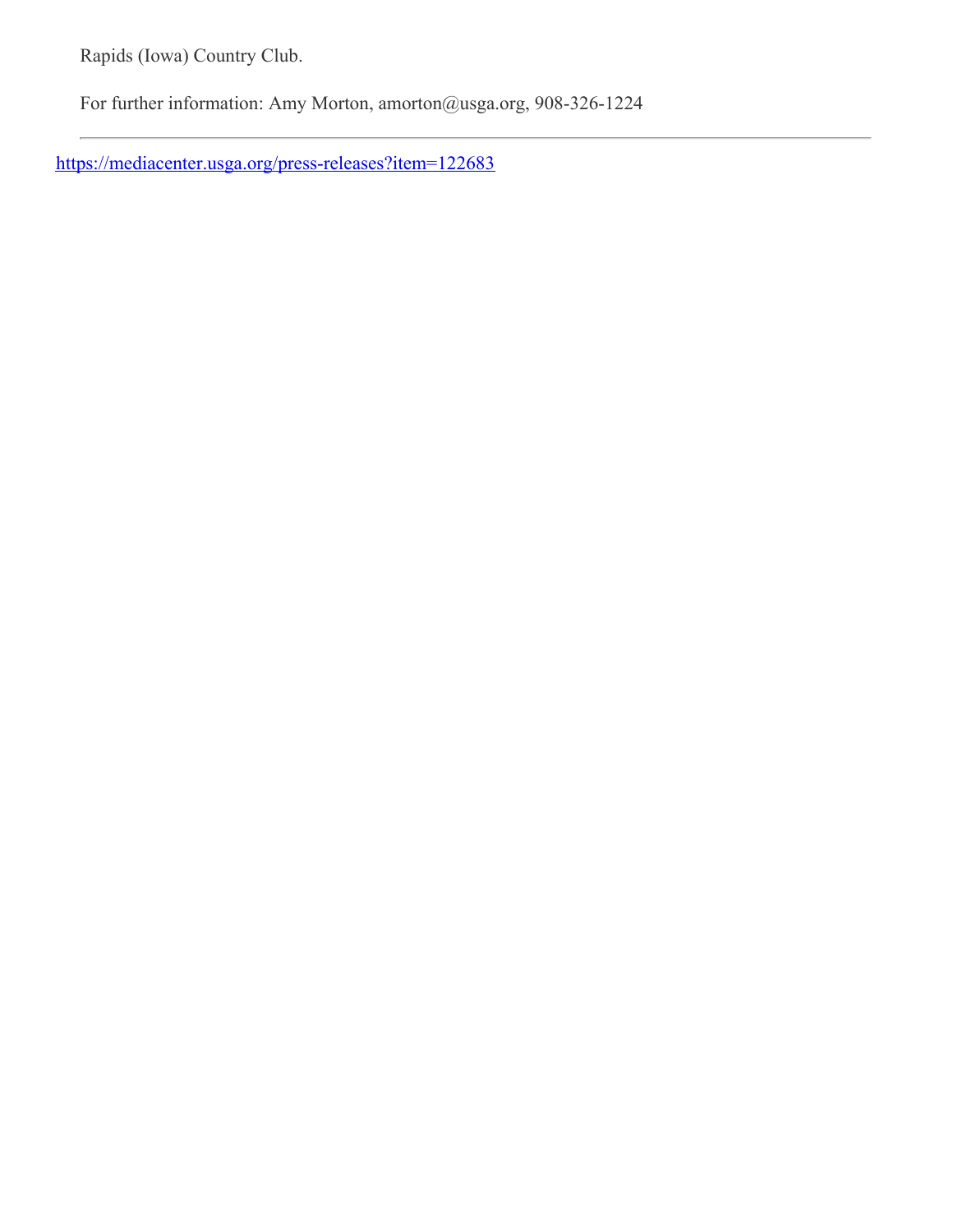Rapids (Iowa) Country Club.

For further information: Amy Morton, amorton@usga.org, 908-326-1224

---

https://mediacenter.usga.org/press-releases?item=122683